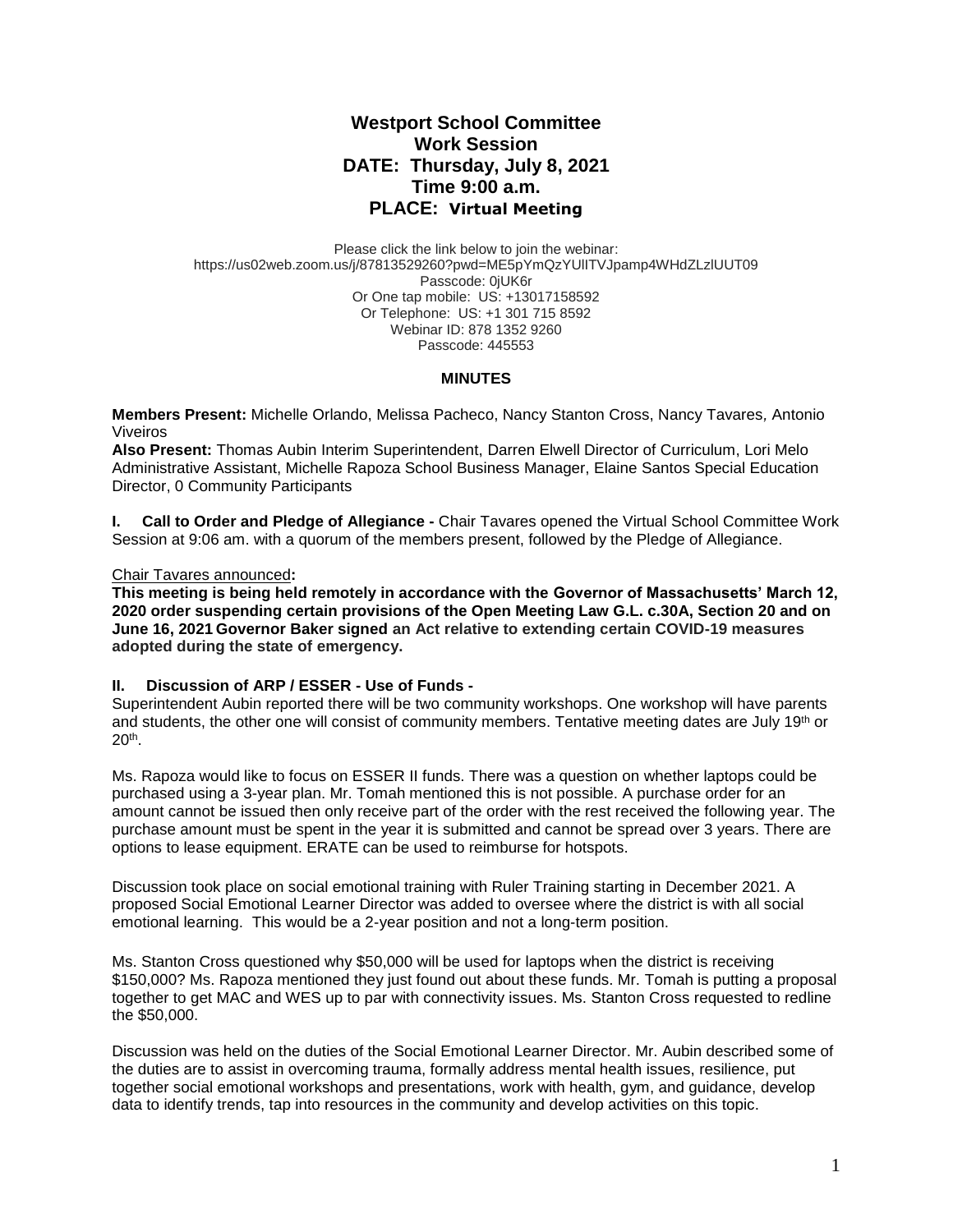# Westport School Committee
# Work Session
# DATE: Thursday, July 8, 2021
# Time 9:00 a.m.
# PLACE: Virtual Meeting

Please click the link below to join the webinar:
https://us02web.zoom.us/j/87813529260?pwd=ME5pYmQzYUlITVJpamp4WHdZLzlUUT09
Passcode: 0jUK6r
Or One tap mobile: US: +13017158592
Or Telephone: US: +1 301 715 8592
Webinar ID: 878 1352 9260
Passcode: 445553

## MINUTES

**Members Present:** Michelle Orlando, Melissa Pacheco, Nancy Stanton Cross, Nancy Tavares, Antonio Viveiros
**Also Present:** Thomas Aubin Interim Superintendent, Darren Elwell Director of Curriculum, Lori Melo Administrative Assistant, Michelle Rapoza School Business Manager, Elaine Santos Special Education Director, 0 Community Participants

**I. Call to Order and Pledge of Allegiance -** Chair Tavares opened the Virtual School Committee Work Session at 9:06 am. with a quorum of the members present, followed by the Pledge of Allegiance.

Chair Tavares announced**:**
**This meeting is being held remotely in accordance with the Governor of Massachusetts' March 12, 2020 order suspending certain provisions of the Open Meeting Law G.L. c.30A, Section 20 and on June 16, 2021 Governor Baker signed an Act relative to extending certain COVID-19 measures adopted during the state of emergency.**

**II. Discussion of ARP / ESSER - Use of Funds -**
Superintendent Aubin reported there will be two community workshops. One workshop will have parents and students, the other one will consist of community members. Tentative meeting dates are July 19th or 20th.

Ms. Rapoza would like to focus on ESSER II funds. There was a question on whether laptops could be purchased using a 3-year plan. Mr. Tomah mentioned this is not possible. A purchase order for an amount cannot be issued then only receive part of the order with the rest received the following year. The purchase amount must be spent in the year it is submitted and cannot be spread over 3 years. There are options to lease equipment. ERATE can be used to reimburse for hotspots.

Discussion took place on social emotional training with Ruler Training starting in December 2021. A proposed Social Emotional Learner Director was added to oversee where the district is with all social emotional learning. This would be a 2-year position and not a long-term position.

Ms. Stanton Cross questioned why $50,000 will be used for laptops when the district is receiving $150,000? Ms. Rapoza mentioned they just found out about these funds. Mr. Tomah is putting a proposal together to get MAC and WES up to par with connectivity issues. Ms. Stanton Cross requested to redline the $50,000.

Discussion was held on the duties of the Social Emotional Learner Director. Mr. Aubin described some of the duties are to assist in overcoming trauma, formally address mental health issues, resilience, put together social emotional workshops and presentations, work with health, gym, and guidance, develop data to identify trends, tap into resources in the community and develop activities on this topic.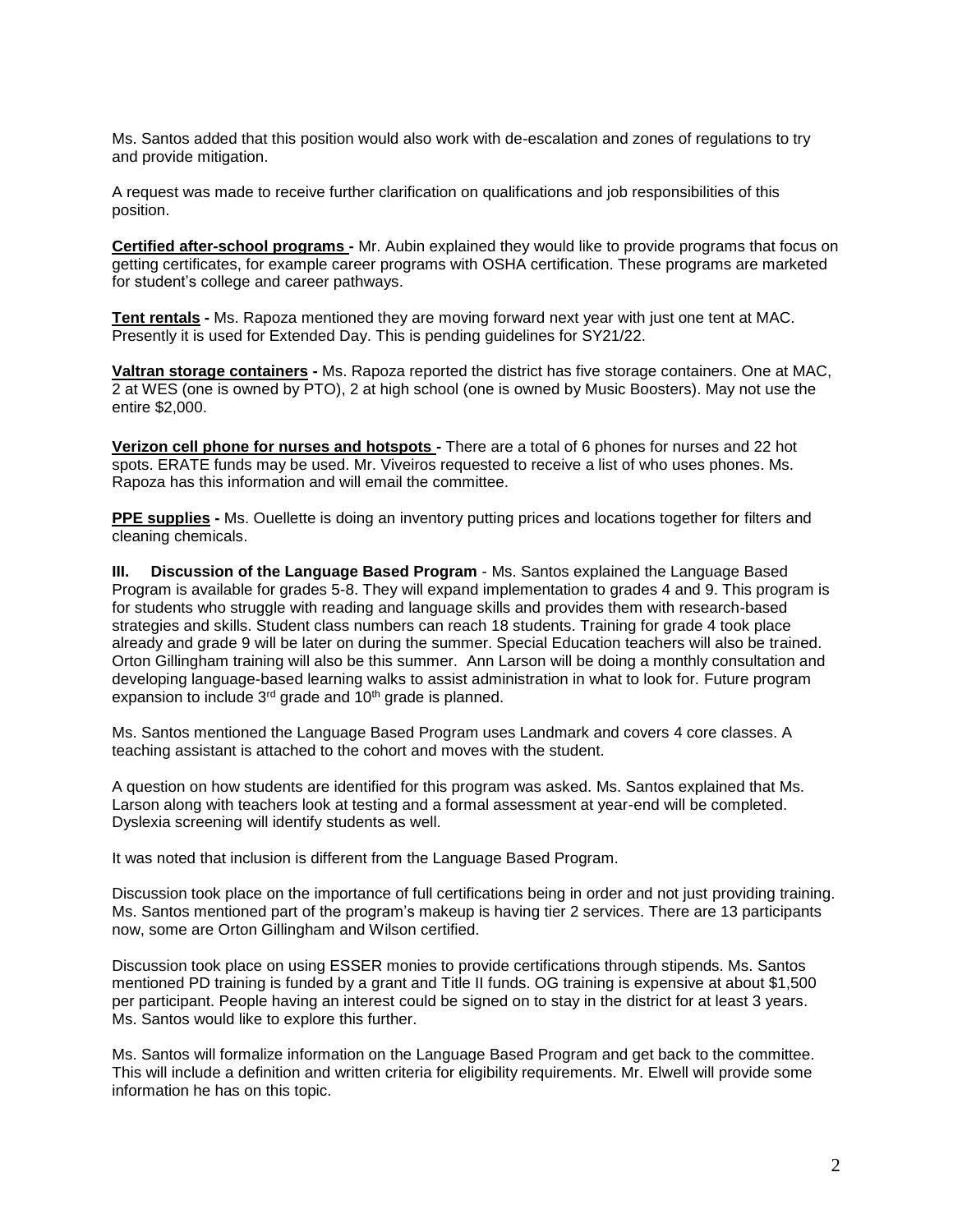Ms. Santos added that this position would also work with de-escalation and zones of regulations to try and provide mitigation.

A request was made to receive further clarification on qualifications and job responsibilities of this position.

**Certified after-school programs -** Mr. Aubin explained they would like to provide programs that focus on getting certificates, for example career programs with OSHA certification. These programs are marketed for student's college and career pathways.

**Tent rentals -** Ms. Rapoza mentioned they are moving forward next year with just one tent at MAC. Presently it is used for Extended Day. This is pending guidelines for SY21/22.

**Valtran storage containers -** Ms. Rapoza reported the district has five storage containers. One at MAC, 2 at WES (one is owned by PTO), 2 at high school (one is owned by Music Boosters). May not use the entire $2,000.

**Verizon cell phone for nurses and hotspots -** There are a total of 6 phones for nurses and 22 hot spots. ERATE funds may be used. Mr. Viveiros requested to receive a list of who uses phones. Ms. Rapoza has this information and will email the committee.

**PPE supplies -** Ms. Ouellette is doing an inventory putting prices and locations together for filters and cleaning chemicals.

**III. Discussion of the Language Based Program** - Ms. Santos explained the Language Based Program is available for grades 5-8. They will expand implementation to grades 4 and 9. This program is for students who struggle with reading and language skills and provides them with research-based strategies and skills. Student class numbers can reach 18 students. Training for grade 4 took place already and grade 9 will be later on during the summer. Special Education teachers will also be trained. Orton Gillingham training will also be this summer. Ann Larson will be doing a monthly consultation and developing language-based learning walks to assist administration in what to look for. Future program expansion to include 3rd grade and 10th grade is planned.

Ms. Santos mentioned the Language Based Program uses Landmark and covers 4 core classes. A teaching assistant is attached to the cohort and moves with the student.

A question on how students are identified for this program was asked. Ms. Santos explained that Ms. Larson along with teachers look at testing and a formal assessment at year-end will be completed. Dyslexia screening will identify students as well.

It was noted that inclusion is different from the Language Based Program.

Discussion took place on the importance of full certifications being in order and not just providing training. Ms. Santos mentioned part of the program's makeup is having tier 2 services. There are 13 participants now, some are Orton Gillingham and Wilson certified.

Discussion took place on using ESSER monies to provide certifications through stipends. Ms. Santos mentioned PD training is funded by a grant and Title II funds. OG training is expensive at about $1,500 per participant. People having an interest could be signed on to stay in the district for at least 3 years. Ms. Santos would like to explore this further.

Ms. Santos will formalize information on the Language Based Program and get back to the committee. This will include a definition and written criteria for eligibility requirements. Mr. Elwell will provide some information he has on this topic.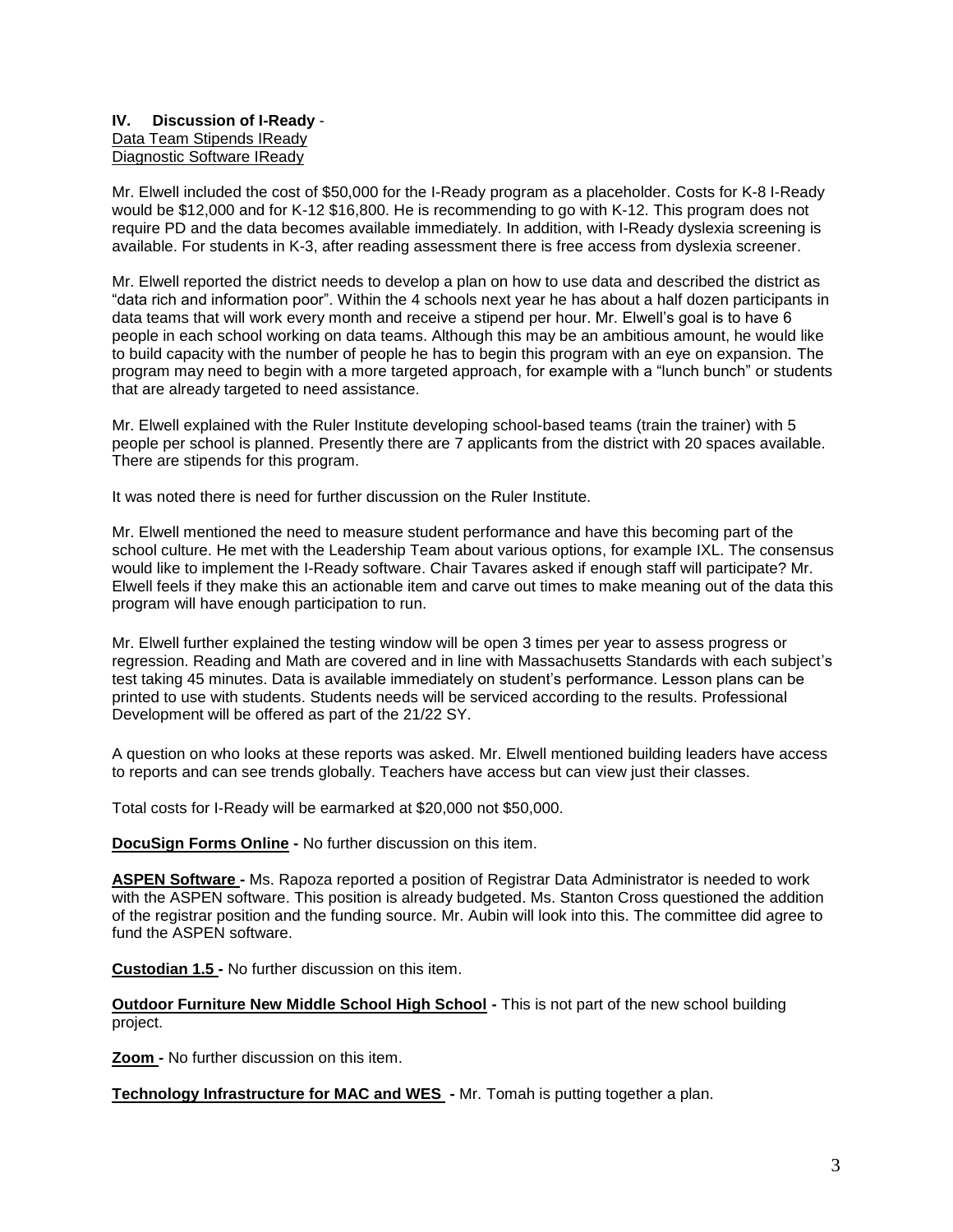## IV. Discussion of I-Ready -

Data Team Stipends IReady
Diagnostic Software IReady

Mr. Elwell included the cost of $50,000 for the I-Ready program as a placeholder. Costs for K-8 I-Ready would be $12,000 and for K-12 $16,800. He is recommending to go with K-12. This program does not require PD and the data becomes available immediately. In addition, with I-Ready dyslexia screening is available. For students in K-3, after reading assessment there is free access from dyslexia screener.

Mr. Elwell reported the district needs to develop a plan on how to use data and described the district as "data rich and information poor". Within the 4 schools next year he has about a half dozen participants in data teams that will work every month and receive a stipend per hour. Mr. Elwell's goal is to have 6 people in each school working on data teams. Although this may be an ambitious amount, he would like to build capacity with the number of people he has to begin this program with an eye on expansion. The program may need to begin with a more targeted approach, for example with a "lunch bunch" or students that are already targeted to need assistance.

Mr. Elwell explained with the Ruler Institute developing school-based teams (train the trainer) with 5 people per school is planned. Presently there are 7 applicants from the district with 20 spaces available. There are stipends for this program.

It was noted there is need for further discussion on the Ruler Institute.

Mr. Elwell mentioned the need to measure student performance and have this becoming part of the school culture. He met with the Leadership Team about various options, for example IXL. The consensus would like to implement the I-Ready software. Chair Tavares asked if enough staff will participate? Mr. Elwell feels if they make this an actionable item and carve out times to make meaning out of the data this program will have enough participation to run.

Mr. Elwell further explained the testing window will be open 3 times per year to assess progress or regression. Reading and Math are covered and in line with Massachusetts Standards with each subject's test taking 45 minutes. Data is available immediately on student's performance. Lesson plans can be printed to use with students. Students needs will be serviced according to the results. Professional Development will be offered as part of the 21/22 SY.

A question on who looks at these reports was asked. Mr. Elwell mentioned building leaders have access to reports and can see trends globally. Teachers have access but can view just their classes.

Total costs for I-Ready will be earmarked at $20,000 not $50,000.

**DocuSign Forms Online -** No further discussion on this item.

**ASPEN Software -** Ms. Rapoza reported a position of Registrar Data Administrator is needed to work with the ASPEN software. This position is already budgeted. Ms. Stanton Cross questioned the addition of the registrar position and the funding source. Mr. Aubin will look into this. The committee did agree to fund the ASPEN software.

**Custodian 1.5 -** No further discussion on this item.

**Outdoor Furniture New Middle School High School -** This is not part of the new school building project.

**Zoom -** No further discussion on this item.

**Technology Infrastructure for MAC and WES -** Mr. Tomah is putting together a plan.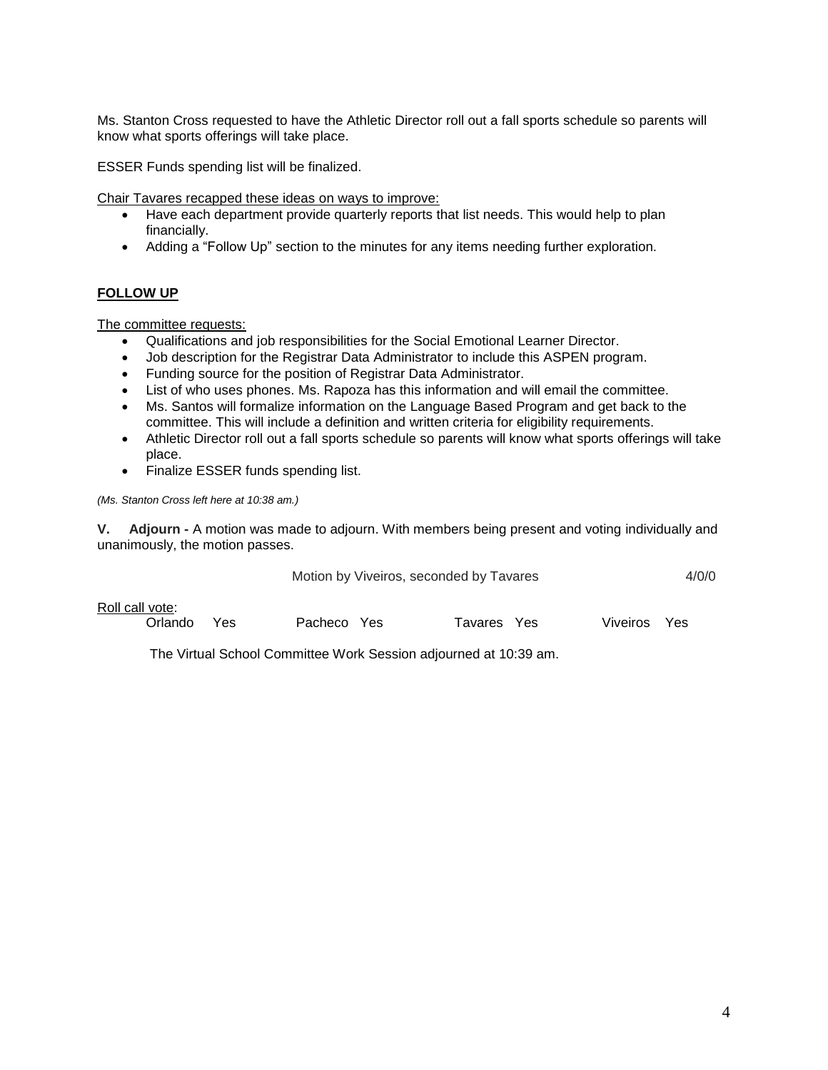Ms. Stanton Cross requested to have the Athletic Director roll out a fall sports schedule so parents will know what sports offerings will take place.

ESSER Funds spending list will be finalized.

Chair Tavares recapped these ideas on ways to improve:

- Have each department provide quarterly reports that list needs. This would help to plan financially.
- Adding a "Follow Up" section to the minutes for any items needing further exploration.

**FOLLOW UP**

The committee requests:

- Qualifications and job responsibilities for the Social Emotional Learner Director.
- Job description for the Registrar Data Administrator to include this ASPEN program.
- Funding source for the position of Registrar Data Administrator.
- List of who uses phones. Ms. Rapoza has this information and will email the committee.
- Ms. Santos will formalize information on the Language Based Program and get back to the committee. This will include a definition and written criteria for eligibility requirements.
- Athletic Director roll out a fall sports schedule so parents will know what sports offerings will take place.
- Finalize ESSER funds spending list.

*(Ms. Stanton Cross left here at 10:38 am.)*

**V. Adjourn -** A motion was made to adjourn. With members being present and voting individually and unanimously, the motion passes.

Motion by Viveiros, seconded by Tavares 4/0/0

Roll call vote:

Orlando Yes Pacheco Yes Tavares Yes Viveiros Yes

The Virtual School Committee Work Session adjourned at 10:39 am.